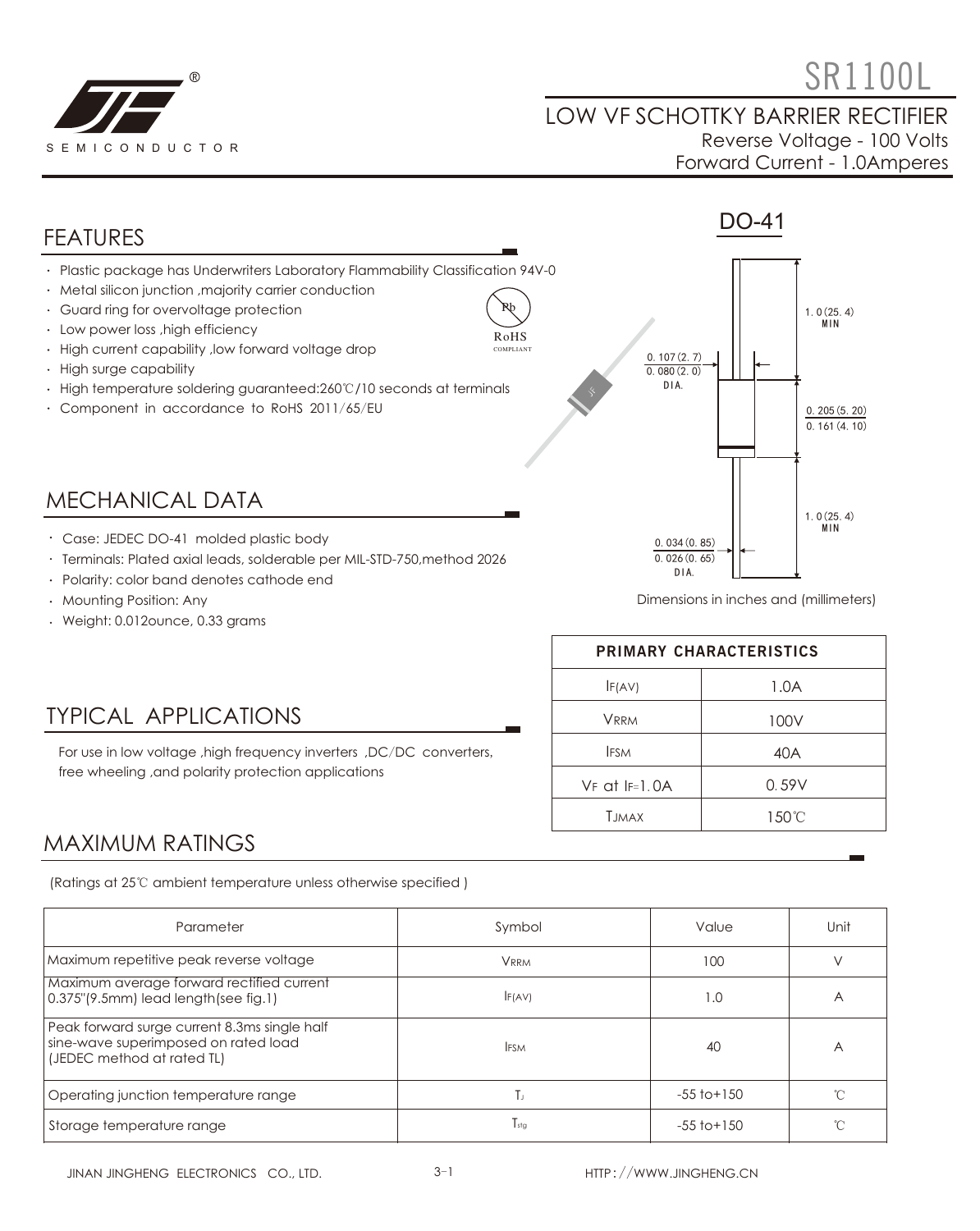# SR1100L

## LOW VF SCHOTTKY BARRIER RECTIFIER

Reverse Voltage - 100 Volts
Forward Current - 1.0Amperes

SEMICONDUCTOR

DO-41

## FEATURES

- Plastic package has Underwriters Laboratory Flammability Classification 94V-0
- Metal silicon junction ,majority carrier conduction
- Guard ring for overvoltage protection
- Low power loss ,high efficiency
- High current capability ,low forward voltage drop
- High surge capability
- High temperature soldering guaranteed:260℃/10 seconds at terminals
- Component in accordance to RoHS 2011/65/EU

RoHS COMPLIANT

0.107(2.7) / 0.080(2.0) DIA.

1.0(25.4) MIN

0.205(5.20) / 0.161(4.10)

1.0(25.4) MIN

0.034(0.85) / 0.026(0.65) DIA.

Dimensions in inches and (millimeters)

## MECHANICAL DATA

- Case: JEDEC DO-41 molded plastic body
- Terminals: Plated axial leads, solderable per MIL-STD-750,method 2026
- Polarity: color band denotes cathode end
- Mounting Position: Any
- Weight: 0.012ounce, 0.33 grams

| PRIMARY CHARACTERISTICS | |
|---|---|
| $I_{F(AV)}$ | 1.0A |
| $V_{RRM}$ | 100V |
| $I_{FSM}$ | 40A |
| $V_F$ at $I_F$=1.0A | 0.59V |
| $T_{JMAX}$ | 150℃ |

## TYPICAL APPLICATIONS

For use in low voltage ,high frequency inverters ,DC/DC converters, free wheeling ,and polarity protection applications

## MAXIMUM RATINGS

(Ratings at 25℃ ambient temperature unless otherwise specified )

| Parameter | Symbol | Value | Unit |
|---|---|---|---|
| Maximum repetitive peak reverse voltage | $V_{RRM}$ | 100 | V |
| Maximum average forward rectified current 0.375"(9.5mm) lead length(see fig.1) | $I_{F(AV)}$ | 1.0 | A |
| Peak forward surge current 8.3ms single half sine-wave superimposed on rated load (JEDEC method at rated TL) | $I_{FSM}$ | 40 | A |
| Operating junction temperature range | $T_J$ | -55 to+150 | ℃ |
| Storage temperature range | $T_{stg}$ | -55 to+150 | ℃ |

JINAN JINGHENG ELECTRONICS CO., LTD. HTTP://WWW.JINGHENG.CN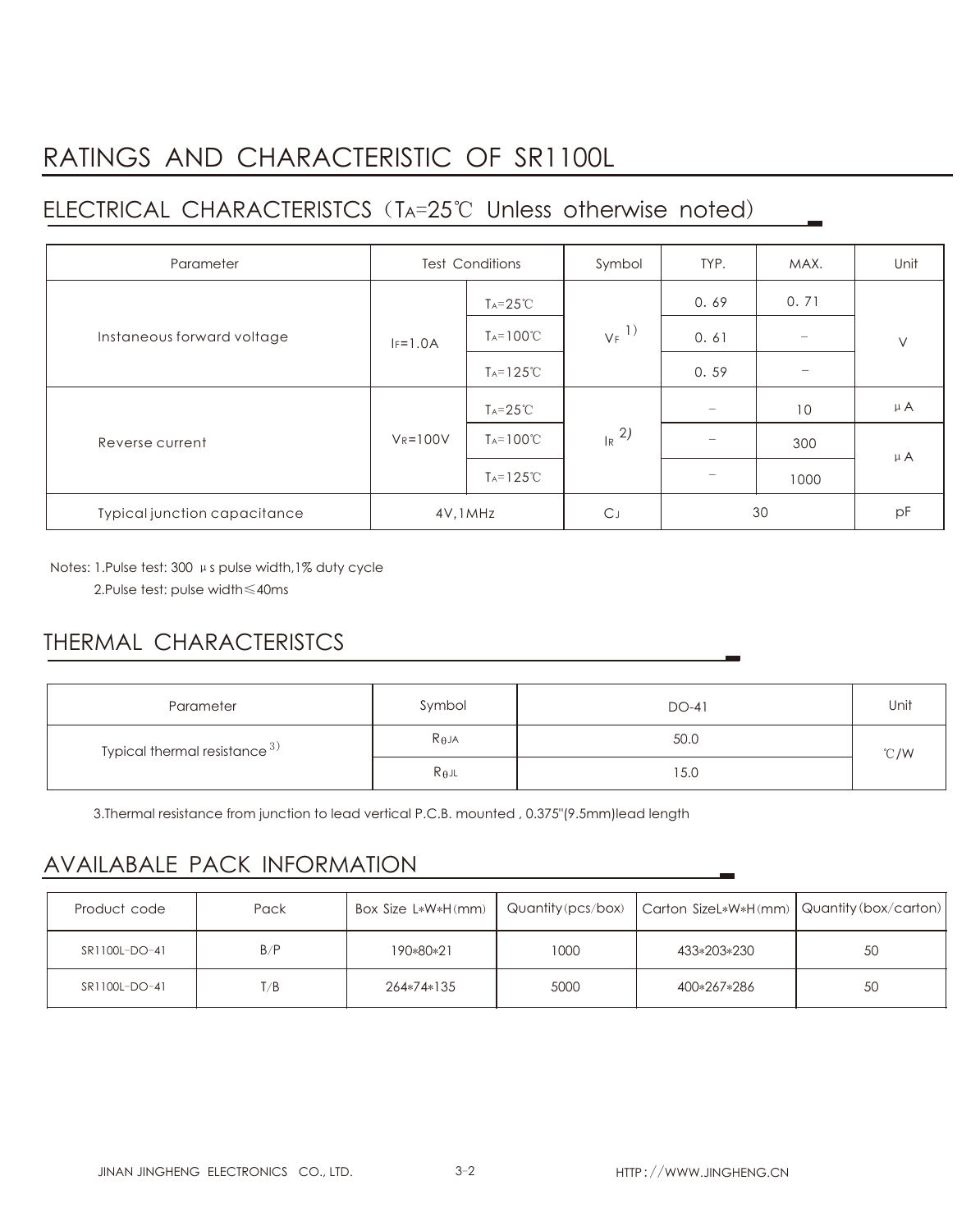# RATINGS AND CHARACTERISTIC OF SR1100L

## ELECTRICAL CHARACTERISTCS（$T_A$=25℃ Unless otherwise noted)

| Parameter | Test Conditions | | Symbol | TYP. | MAX. | Unit |
|---|---|---|---|---|---|---|
| Instaneous forward voltage | $I_F$=1.0A | $T_A$=25℃ | $V_F$ 1) | 0. 69 | 0. 71 | V |
| | | $T_A$=100℃ | | 0. 61 | – | |
| | | $T_A$=125℃ | | 0. 59 | – | |
| Reverse current | $V_R$=100V | $T_A$=25℃ | $I_R$ 2) | – | 10 | μA |
| | | $T_A$=100℃ | | – | 300 | μA |
| | | $T_A$=125℃ | | – | 1000 | |
| Typical junction capacitance | 4V,1MHz | | $C_J$ | 30 | | pF |

Notes: 1.Pulse test: 300 μs pulse width,1% duty cycle

2.Pulse test: pulse width≤40ms

## THERMAL CHARACTERISTCS

| Parameter | Symbol | DO-41 | Unit |
|---|---|---|---|
| Typical thermal resistance 3) | $R_{\theta JA}$ | 50.0 | ℃/W |
| | $R_{\theta JL}$ | 15.0 | |

3.Thermal resistance from junction to lead vertical P.C.B. mounted , 0.375"(9.5mm)lead length

## AVAILABALE PACK INFORMATION

| Product code | Pack | Box Size L*W*H(mm) | Quantity(pcs/box) | Carton SizeL*W*H(mm) | Quantity(box/carton) |
|---|---|---|---|---|---|
| SR1100L-DO-41 | B/P | 190*80*21 | 1000 | 433*203*230 | 50 |
| SR1100L-DO-41 | T/B | 264*74*135 | 5000 | 400*267*286 | 50 |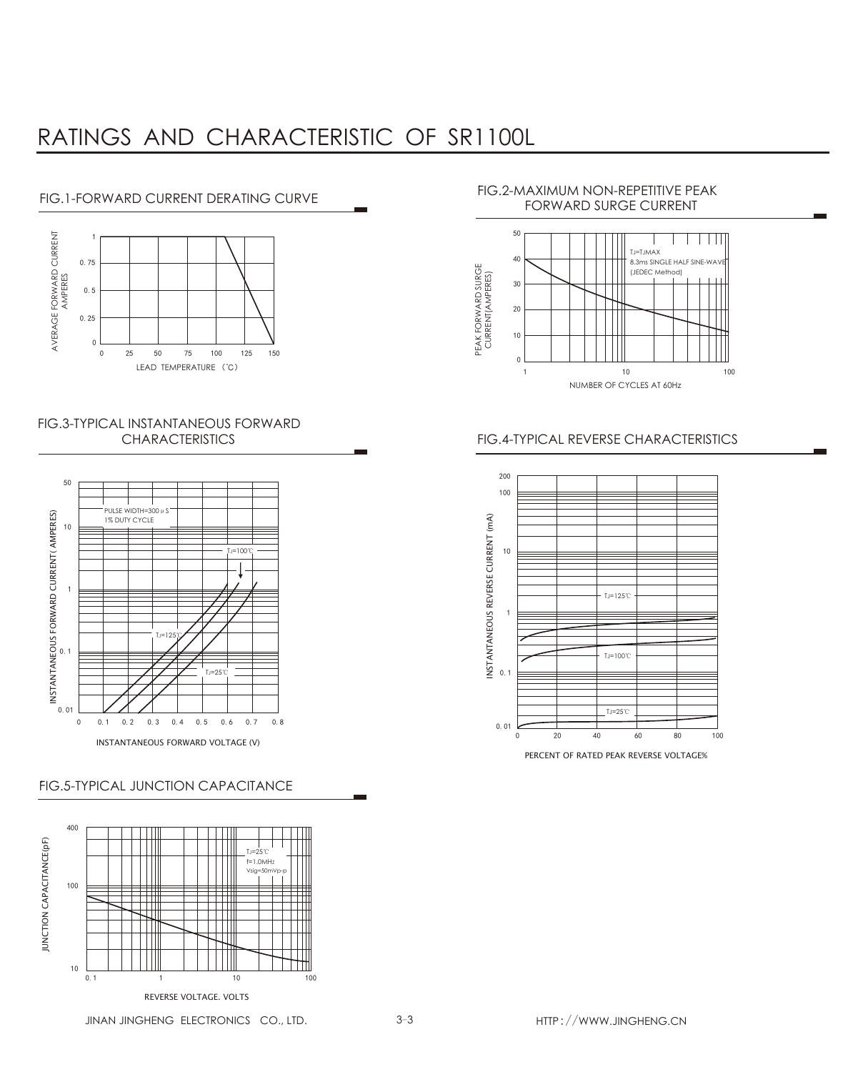# RATINGS AND CHARACTERISTIC OF SR1100L

## FIG.1-FORWARD CURRENT DERATING CURVE

AVERAGE FORWARD CURRENT AMPERES

1
0.75
0.5
0.25
0

0 25 50 75 100 125 150

LEAD TEMPERATURE (°C)

## FIG.2-MAXIMUM NON-REPETITIVE PEAK FORWARD SURGE CURRENT

PEAK FORWARD SURGE CURRENT(AMPERES)

50
40
30
20
10
0

TJ=TJMAX
8.3ms SINGLE HALF SINE-WAVE
(JEDEC Method)

1 10 100

NUMBER OF CYCLES AT 60Hz

## FIG.3-TYPICAL INSTANTANEOUS FORWARD CHARACTERISTICS

INSTANTANEOUS FORWARD CURRENT( AMPERES)

50
10
1
0.1
0.01

PULSE WIDTH=300 μ S
1% DUTY CYCLE

TJ=100℃

TJ=125℃

TJ=25℃

0 0.1 0.2 0.3 0.4 0.5 0.6 0.7 0.8

INSTANTANEOUS FORWARD VOLTAGE (V)

## FIG.4-TYPICAL REVERSE CHARACTERISTICS

INSTANTANEOUS REVERSE CURRENT (mA)

200
100
10
1
0.1
0.01

TJ=125℃

TJ=100℃

TJ=25℃

0 20 40 60 80 100

PERCENT OF RATED PEAK REVERSE VOLTAGE%

## FIG.5-TYPICAL JUNCTION CAPACITANCE

JUNCTION CAPACITANCE(pF)

400
100
10

TJ=25℃
f=1.0MHz
Vsig=50mVp-p

0.1 1 10 100

REVERSE VOLTAGE. VOLTS

JINAN JINGHENG ELECTRONICS CO., LTD.

HTTP://WWW.JINGHENG.CN